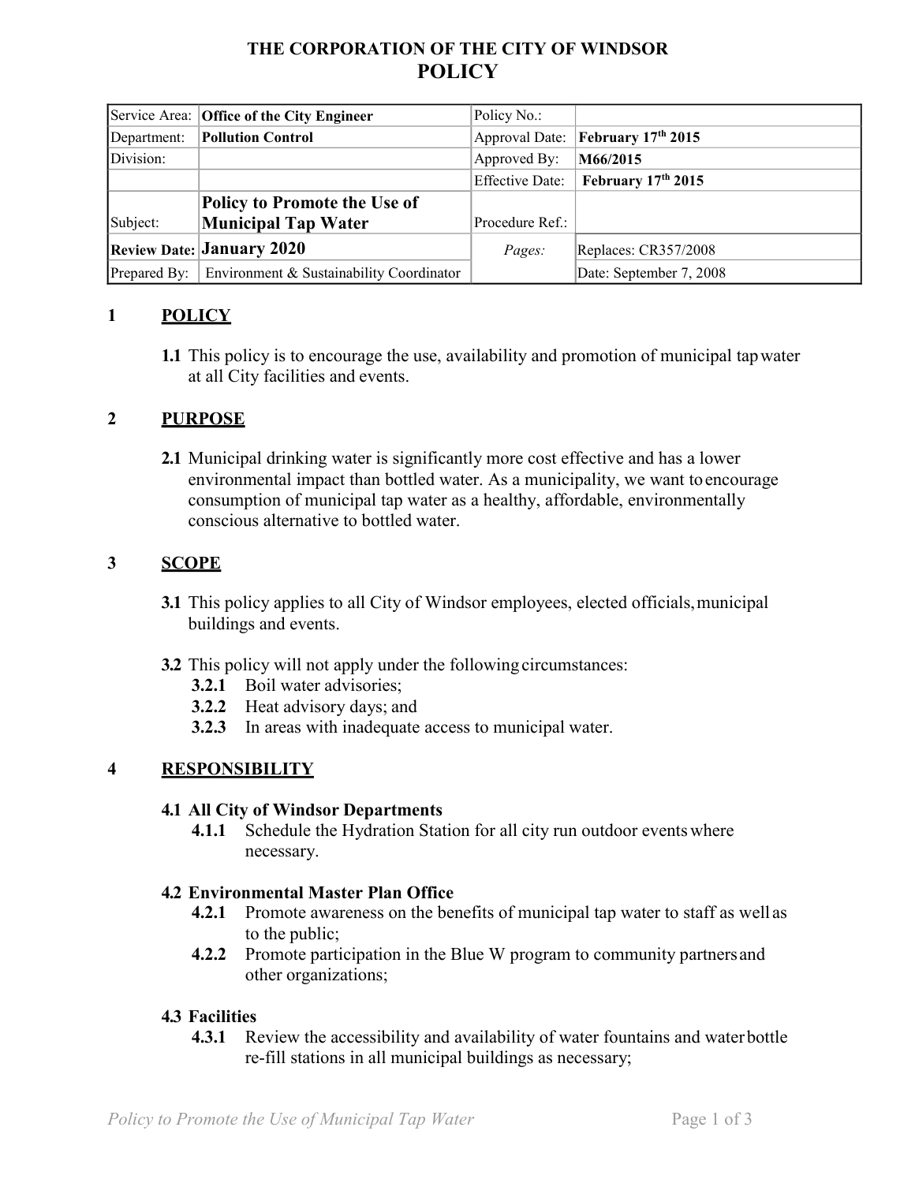# THE CORPORATION OF THE CITY OF WINDSOR
# POLICY

| Service Area: | **Office of the City Engineer** | Policy No.: | |
|---|---|---|---|
| Department: | **Pollution Control** | Approval Date: | **February 17th 2015** |
| Division: | | Approved By: | **M66/2015** |
| | | Effective Date: | **February 17th 2015** |
| Subject: | **Policy to Promote the Use of Municipal Tap Water** | Procedure Ref.: | |
| **Review Date:** | **January 2020** | *Pages:* | Replaces: CR357/2008 |
| Prepared By: | Environment & Sustainability Coordinator | | Date: September 7, 2008 |

## 1 POLICY

**1.1** This policy is to encourage the use, availability and promotion of municipal tap water at all City facilities and events.

## 2 PURPOSE

**2.1** Municipal drinking water is significantly more cost effective and has a lower environmental impact than bottled water. As a municipality, we want to encourage consumption of municipal tap water as a healthy, affordable, environmentally conscious alternative to bottled water.

## 3 SCOPE

**3.1** This policy applies to all City of Windsor employees, elected officials, municipal buildings and events.

**3.2** This policy will not apply under the following circumstances:

- **3.2.1** Boil water advisories;
- **3.2.2** Heat advisory days; and
- **3.2.3** In areas with inadequate access to municipal water.

## 4 RESPONSIBILITY

### 4.1 All City of Windsor Departments

- **4.1.1** Schedule the Hydration Station for all city run outdoor events where necessary.

### 4.2 Environmental Master Plan Office

- **4.2.1** Promote awareness on the benefits of municipal tap water to staff as well as to the public;
- **4.2.2** Promote participation in the Blue W program to community partners and other organizations;

### 4.3 Facilities

- **4.3.1** Review the accessibility and availability of water fountains and water bottle re-fill stations in all municipal buildings as necessary;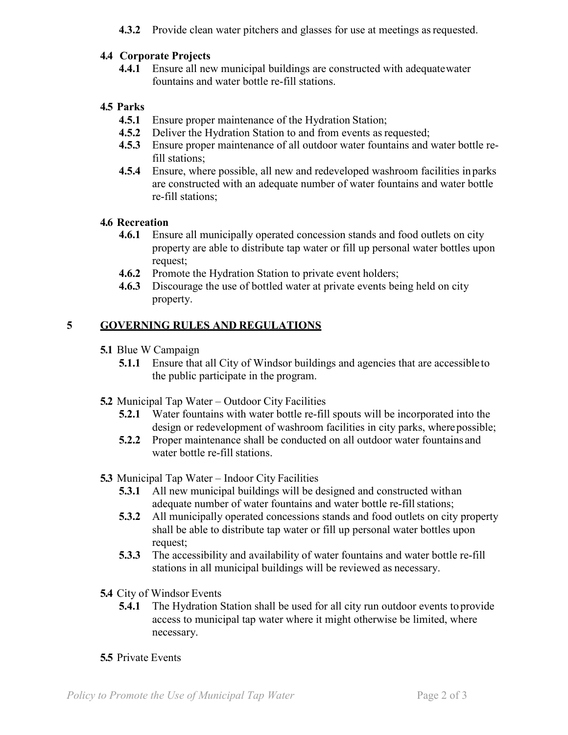**4.3.2** Provide clean water pitchers and glasses for use at meetings as requested.

### 4.4 Corporate Projects

**4.4.1** Ensure all new municipal buildings are constructed with adequate water fountains and water bottle re-fill stations.

### 4.5 Parks

**4.5.1** Ensure proper maintenance of the Hydration Station;

**4.5.2** Deliver the Hydration Station to and from events as requested;

**4.5.3** Ensure proper maintenance of all outdoor water fountains and water bottle re-fill stations;

**4.5.4** Ensure, where possible, all new and redeveloped washroom facilities in parks are constructed with an adequate number of water fountains and water bottle re-fill stations;

### 4.6 Recreation

**4.6.1** Ensure all municipally operated concession stands and food outlets on city property are able to distribute tap water or fill up personal water bottles upon request;

**4.6.2** Promote the Hydration Station to private event holders;

**4.6.3** Discourage the use of bottled water at private events being held on city property.

## 5 GOVERNING RULES AND REGULATIONS

**5.1** Blue W Campaign

**5.1.1** Ensure that all City of Windsor buildings and agencies that are accessible to the public participate in the program.

**5.2** Municipal Tap Water – Outdoor City Facilities

**5.2.1** Water fountains with water bottle re-fill spouts will be incorporated into the design or redevelopment of washroom facilities in city parks, where possible;

**5.2.2** Proper maintenance shall be conducted on all outdoor water fountains and water bottle re-fill stations.

**5.3** Municipal Tap Water – Indoor City Facilities

**5.3.1** All new municipal buildings will be designed and constructed with an adequate number of water fountains and water bottle re-fill stations;

**5.3.2** All municipally operated concessions stands and food outlets on city property shall be able to distribute tap water or fill up personal water bottles upon request;

**5.3.3** The accessibility and availability of water fountains and water bottle re-fill stations in all municipal buildings will be reviewed as necessary.

**5.4** City of Windsor Events

**5.4.1** The Hydration Station shall be used for all city run outdoor events to provide access to municipal tap water where it might otherwise be limited, where necessary.

**5.5** Private Events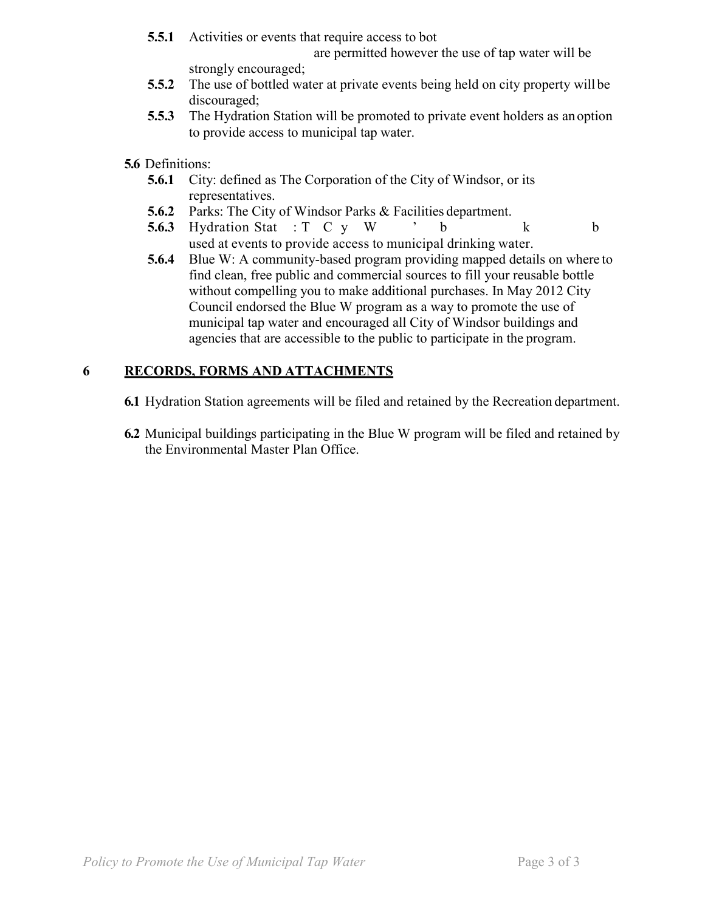**5.5.1** Activities or events that require access to bot are permitted however the use of tap water will be strongly encouraged;

**5.5.2** The use of bottled water at private events being held on city property will be discouraged;

**5.5.3** The Hydration Station will be promoted to private event holders as an option to provide access to municipal tap water.

**5.6** Definitions:

**5.6.1** City: defined as The Corporation of the City of Windsor, or its representatives.

**5.6.2** Parks: The City of Windsor Parks & Facilities department.

**5.6.3** Hydration Stat : T C y W ' b k b used at events to provide access to municipal drinking water.

**5.6.4** Blue W: A community-based program providing mapped details on where to find clean, free public and commercial sources to fill your reusable bottle without compelling you to make additional purchases. In May 2012 City Council endorsed the Blue W program as a way to promote the use of municipal tap water and encouraged all City of Windsor buildings and agencies that are accessible to the public to participate in the program.

## 6 RECORDS, FORMS AND ATTACHMENTS

**6.1** Hydration Station agreements will be filed and retained by the Recreation department.

**6.2** Municipal buildings participating in the Blue W program will be filed and retained by the Environmental Master Plan Office.